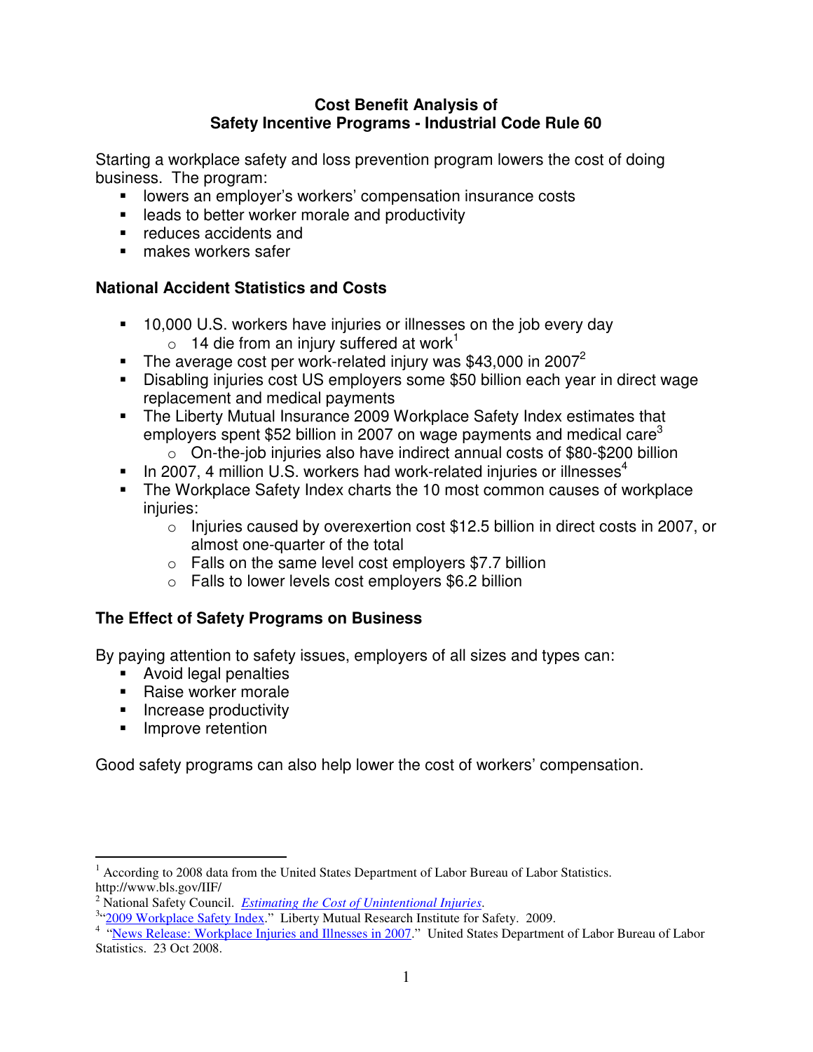# Cost Benefit Analysis of Safety Incentive Programs - Industrial Code Rule 60

Starting a workplace safety and loss prevention program lowers the cost of doing business. The program:

- lowers an employer's workers' compensation insurance costs
- leads to better worker morale and productivity
- reduces accidents and
- makes workers safer

## National Accident Statistics and Costs

- 10,000 U.S. workers have injuries or illnesses on the job every day
  - 14 die from an injury suffered at work[1]
- The average cost per work-related injury was $43,000 in 2007[2]
- Disabling injuries cost US employers some $50 billion each year in direct wage replacement and medical payments
- The Liberty Mutual Insurance 2009 Workplace Safety Index estimates that employers spent $52 billion in 2007 on wage payments and medical care[3]
  - On-the-job injuries also have indirect annual costs of $80-$200 billion
- In 2007, 4 million U.S. workers had work-related injuries or illnesses[4]
- The Workplace Safety Index charts the 10 most common causes of workplace injuries:
  - Injuries caused by overexertion cost $12.5 billion in direct costs in 2007, or almost one-quarter of the total
  - Falls on the same level cost employers $7.7 billion
  - Falls to lower levels cost employers $6.2 billion

## The Effect of Safety Programs on Business

By paying attention to safety issues, employers of all sizes and types can:

- Avoid legal penalties
- Raise worker morale
- Increase productivity
- Improve retention

Good safety programs can also help lower the cost of workers' compensation.

---

[1] According to 2008 data from the United States Department of Labor Bureau of Labor Statistics. http://www.bls.gov/IIF/

[2] National Safety Council. *Estimating the Cost of Unintentional Injuries*.

[3] "2009 Workplace Safety Index." Liberty Mutual Research Institute for Safety. 2009.

[4] "News Release: Workplace Injuries and Illnesses in 2007." United States Department of Labor Bureau of Labor Statistics. 23 Oct 2008.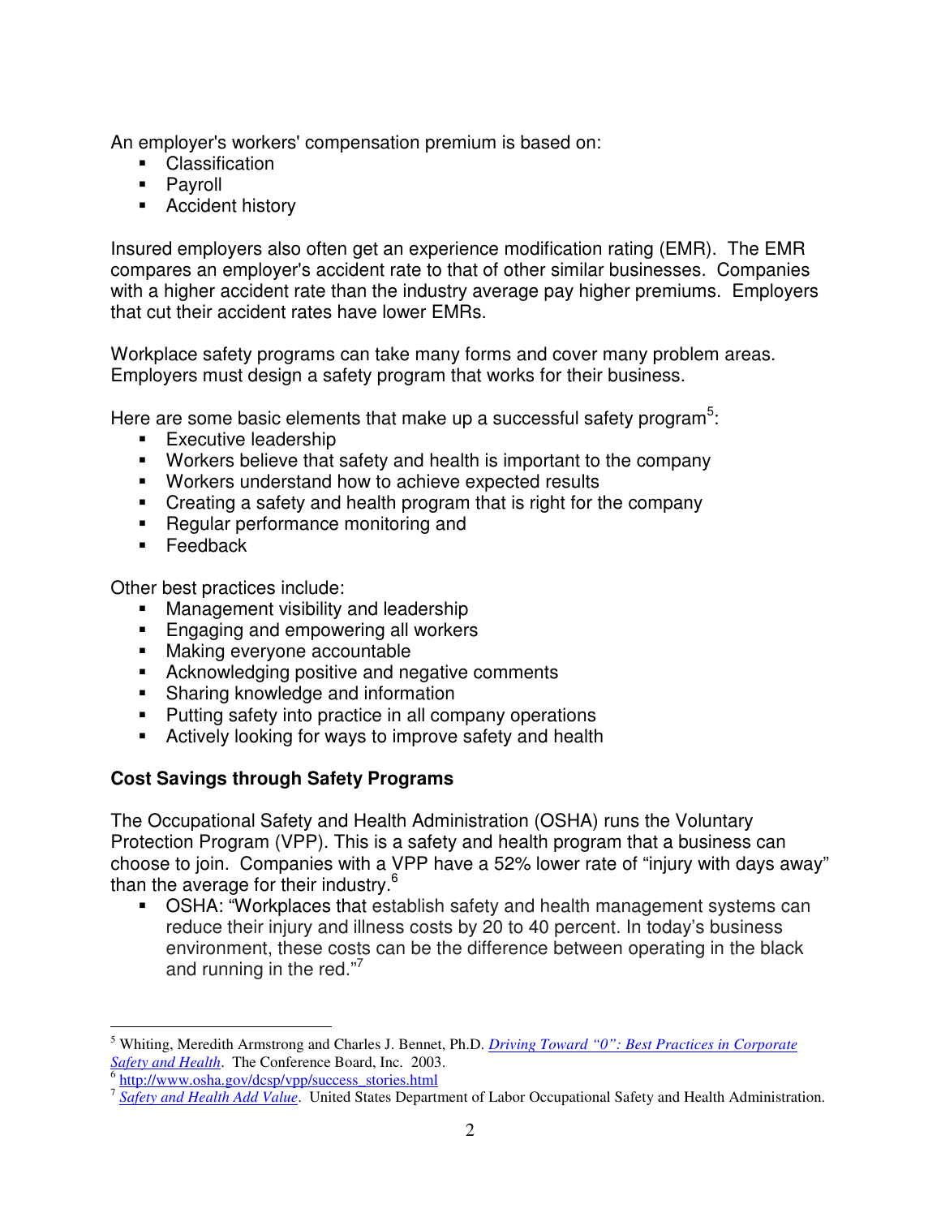An employer's workers' compensation premium is based on:

- Classification
- Payroll
- Accident history

Insured employers also often get an experience modification rating (EMR). The EMR compares an employer's accident rate to that of other similar businesses. Companies with a higher accident rate than the industry average pay higher premiums. Employers that cut their accident rates have lower EMRs.

Workplace safety programs can take many forms and cover many problem areas. Employers must design a safety program that works for their business.

Here are some basic elements that make up a successful safety program[5]:

- Executive leadership
- Workers believe that safety and health is important to the company
- Workers understand how to achieve expected results
- Creating a safety and health program that is right for the company
- Regular performance monitoring and
- Feedback

Other best practices include:

- Management visibility and leadership
- Engaging and empowering all workers
- Making everyone accountable
- Acknowledging positive and negative comments
- Sharing knowledge and information
- Putting safety into practice in all company operations
- Actively looking for ways to improve safety and health

**Cost Savings through Safety Programs**

The Occupational Safety and Health Administration (OSHA) runs the Voluntary Protection Program (VPP). This is a safety and health program that a business can choose to join. Companies with a VPP have a 52% lower rate of "injury with days away" than the average for their industry.[6]

- OSHA: "Workplaces that establish safety and health management systems can reduce their injury and illness costs by 20 to 40 percent. In today's business environment, these costs can be the difference between operating in the black and running in the red."[7]

---

[5] Whiting, Meredith Armstrong and Charles J. Bennet, Ph.D. *Driving Toward "0": Best Practices in Corporate Safety and Health*. The Conference Board, Inc. 2003.

[6] http://www.osha.gov/dcsp/vpp/success_stories.html

[7] *Safety and Health Add Value*. United States Department of Labor Occupational Safety and Health Administration.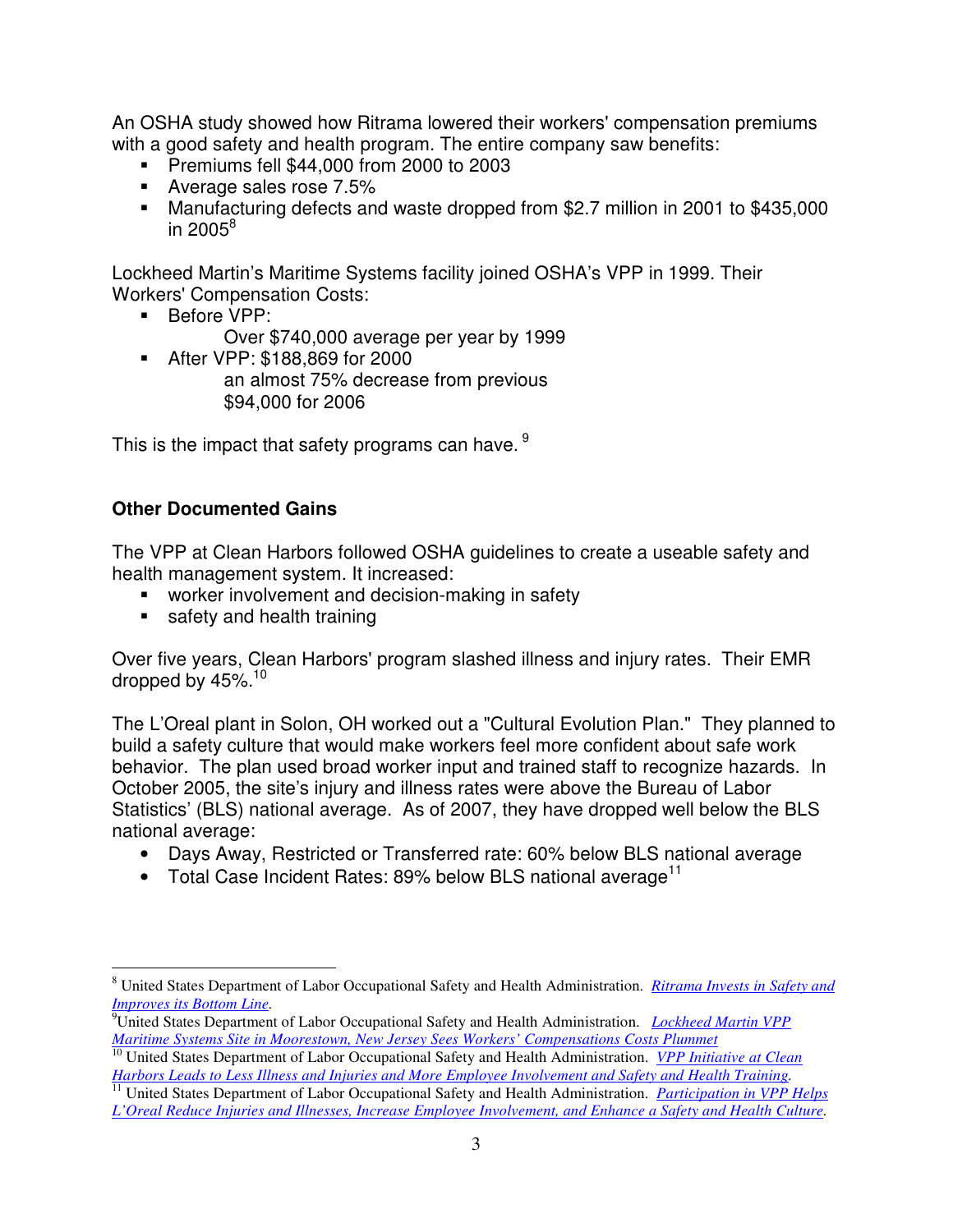An OSHA study showed how Ritrama lowered their workers' compensation premiums with a good safety and health program. The entire company saw benefits:

- Premiums fell $44,000 from 2000 to 2003
- Average sales rose 7.5%
- Manufacturing defects and waste dropped from $2.7 million in 2001 to $435,000 in 2005[8]

Lockheed Martin's Maritime Systems facility joined OSHA's VPP in 1999. Their Workers' Compensation Costs:

- Before VPP:
  Over $740,000 average per year by 1999
- After VPP: $188,869 for 2000
  an almost 75% decrease from previous
  $94,000 for 2006

This is the impact that safety programs can have. [9]

**Other Documented Gains**

The VPP at Clean Harbors followed OSHA guidelines to create a useable safety and health management system. It increased:

- worker involvement and decision-making in safety
- safety and health training

Over five years, Clean Harbors' program slashed illness and injury rates. Their EMR dropped by 45%.[10]

The L'Oreal plant in Solon, OH worked out a "Cultural Evolution Plan." They planned to build a safety culture that would make workers feel more confident about safe work behavior. The plan used broad worker input and trained staff to recognize hazards. In October 2005, the site's injury and illness rates were above the Bureau of Labor Statistics' (BLS) national average. As of 2007, they have dropped well below the BLS national average:

- Days Away, Restricted or Transferred rate: 60% below BLS national average
- Total Case Incident Rates: 89% below BLS national average[11]

---

[8] United States Department of Labor Occupational Safety and Health Administration. *Ritrama Invests in Safety and Improves its Bottom Line*.

[9] United States Department of Labor Occupational Safety and Health Administration. *Lockheed Martin VPP Maritime Systems Site in Moorestown, New Jersey Sees Workers' Compensations Costs Plummet*

[10] United States Department of Labor Occupational Safety and Health Administration. *VPP Initiative at Clean Harbors Leads to Less Illness and Injuries and More Employee Involvement and Safety and Health Training*.

[11] United States Department of Labor Occupational Safety and Health Administration. *Participation in VPP Helps L'Oreal Reduce Injuries and Illnesses, Increase Employee Involvement, and Enhance a Safety and Health Culture*.